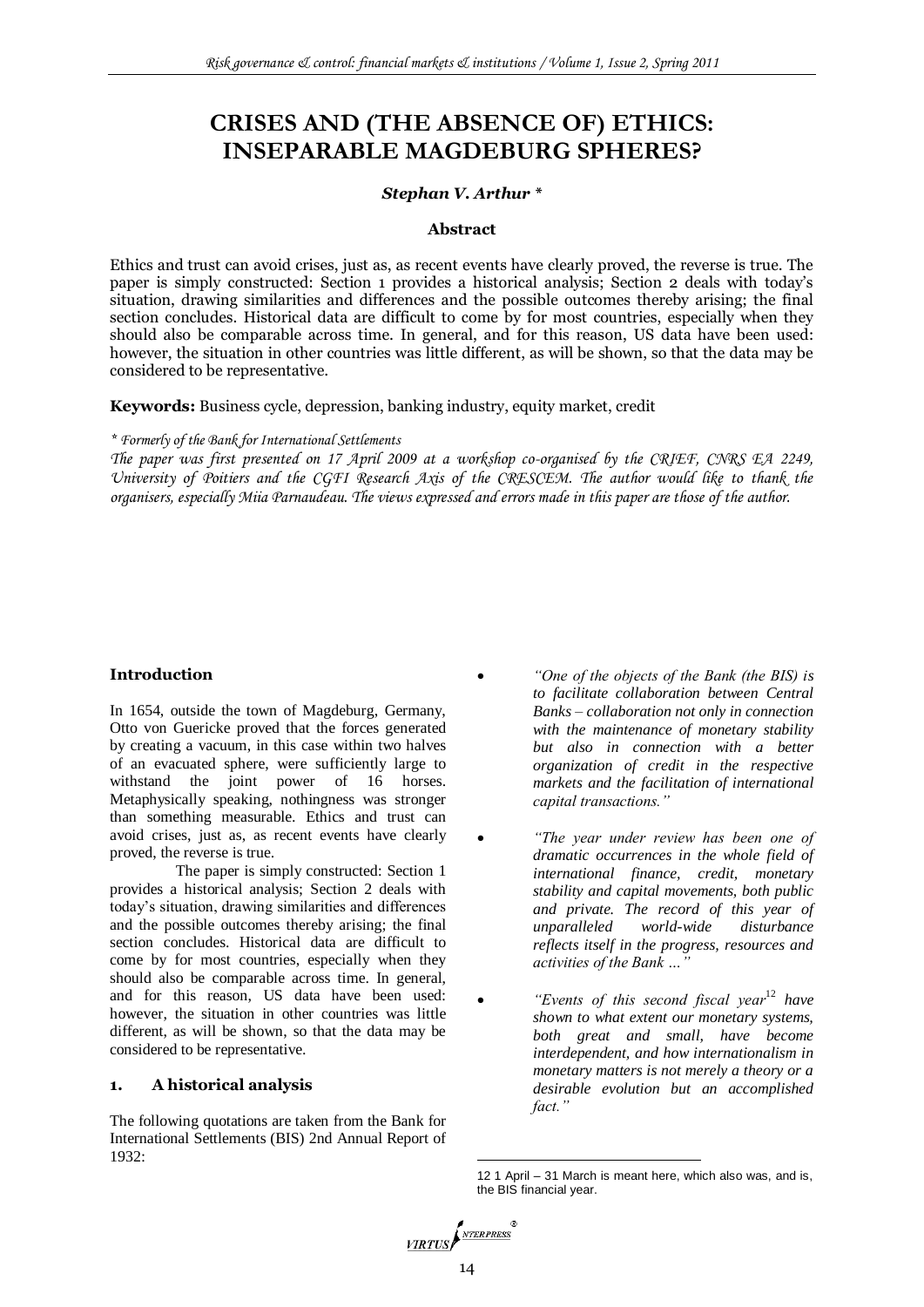# CRISES AND (THE ABSENCE OF) ETHICS: INSEPARABLE MAGDEBURG SPHERES?

***Stephan V. Arthur \****

### Abstract

Ethics and trust can avoid crises, just as, as recent events have clearly proved, the reverse is true. The paper is simply constructed: Section 1 provides a historical analysis; Section 2 deals with today's situation, drawing similarities and differences and the possible outcomes thereby arising; the final section concludes. Historical data are difficult to come by for most countries, especially when they should also be comparable across time. In general, and for this reason, US data have been used: however, the situation in other countries was little different, as will be shown, so that the data may be considered to be representative.

**Keywords:** Business cycle, depression, banking industry, equity market, credit

*\* Formerly of the Bank for International Settlements*

*The paper was first presented on 17 April 2009 at a workshop co-organised by the CRIEF, CNRS EA 2249, University of Poitiers and the CGFI Research Axis of the CRESCEM. The author would like to thank the organisers, especially Miia Parnaudeau. The views expressed and errors made in this paper are those of the author.*

### Introduction

In 1654, outside the town of Magdeburg, Germany, Otto von Guericke proved that the forces generated by creating a vacuum, in this case within two halves of an evacuated sphere, were sufficiently large to withstand the joint power of 16 horses. Metaphysically speaking, nothingness was stronger than something measurable. Ethics and trust can avoid crises, just as, as recent events have clearly proved, the reverse is true.

The paper is simply constructed: Section 1 provides a historical analysis; Section 2 deals with today's situation, drawing similarities and differences and the possible outcomes thereby arising; the final section concludes. Historical data are difficult to come by for most countries, especially when they should also be comparable across time. In general, and for this reason, US data have been used: however, the situation in other countries was little different, as will be shown, so that the data may be considered to be representative.

### 1. A historical analysis

The following quotations are taken from the Bank for International Settlements (BIS) 2nd Annual Report of 1932:

- *"One of the objects of the Bank (the BIS) is to facilitate collaboration between Central Banks – collaboration not only in connection with the maintenance of monetary stability but also in connection with a better organization of credit in the respective markets and the facilitation of international capital transactions."*
- *"The year under review has been one of dramatic occurrences in the whole field of international finance, credit, monetary stability and capital movements, both public and private. The record of this year of unparalleled world-wide disturbance reflects itself in the progress, resources and activities of the Bank ..."*
- *"Events of this second fiscal year*[12] *have shown to what extent our monetary systems, both great and small, have become interdependent, and how internationalism in monetary matters is not merely a theory or a desirable evolution but an accomplished fact."*

---

[12] 1 April – 31 March is meant here, which also was, and is, the BIS financial year.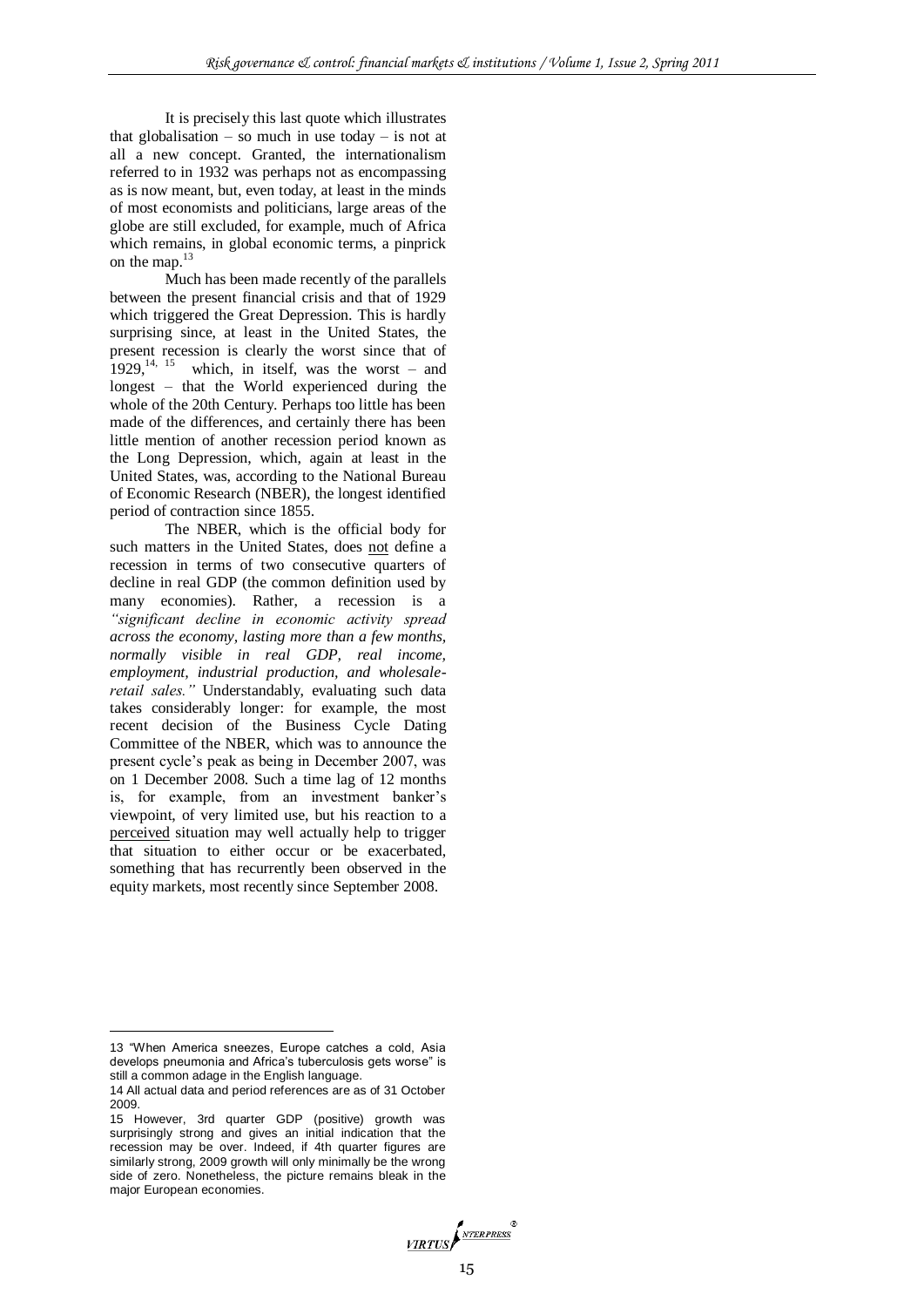It is precisely this last quote which illustrates that globalisation – so much in use today – is not at all a new concept. Granted, the internationalism referred to in 1932 was perhaps not as encompassing as is now meant, but, even today, at least in the minds of most economists and politicians, large areas of the globe are still excluded, for example, much of Africa which remains, in global economic terms, a pinprick on the map.[13]

Much has been made recently of the parallels between the present financial crisis and that of 1929 which triggered the Great Depression. This is hardly surprising since, at least in the United States, the present recession is clearly the worst since that of 1929,[14, 15] which, in itself, was the worst – and longest – that the World experienced during the whole of the 20th Century. Perhaps too little has been made of the differences, and certainly there has been little mention of another recession period known as the Long Depression, which, again at least in the United States, was, according to the National Bureau of Economic Research (NBER), the longest identified period of contraction since 1855.

The NBER, which is the official body for such matters in the United States, does not define a recession in terms of two consecutive quarters of decline in real GDP (the common definition used by many economies). Rather, a recession is a *"significant decline in economic activity spread across the economy, lasting more than a few months, normally visible in real GDP, real income, employment, industrial production, and wholesale-retail sales."* Understandably, evaluating such data takes considerably longer: for example, the most recent decision of the Business Cycle Dating Committee of the NBER, which was to announce the present cycle's peak as being in December 2007, was on 1 December 2008. Such a time lag of 12 months is, for example, from an investment banker's viewpoint, of very limited use, but his reaction to a perceived situation may well actually help to trigger that situation to either occur or be exacerbated, something that has recurrently been observed in the equity markets, most recently since September 2008.

---

13 "When America sneezes, Europe catches a cold, Asia develops pneumonia and Africa's tuberculosis gets worse" is still a common adage in the English language.

14 All actual data and period references are as of 31 October 2009.

15 However, 3rd quarter GDP (positive) growth was surprisingly strong and gives an initial indication that the recession may be over. Indeed, if 4th quarter figures are similarly strong, 2009 growth will only minimally be the wrong side of zero. Nonetheless, the picture remains bleak in the major European economies.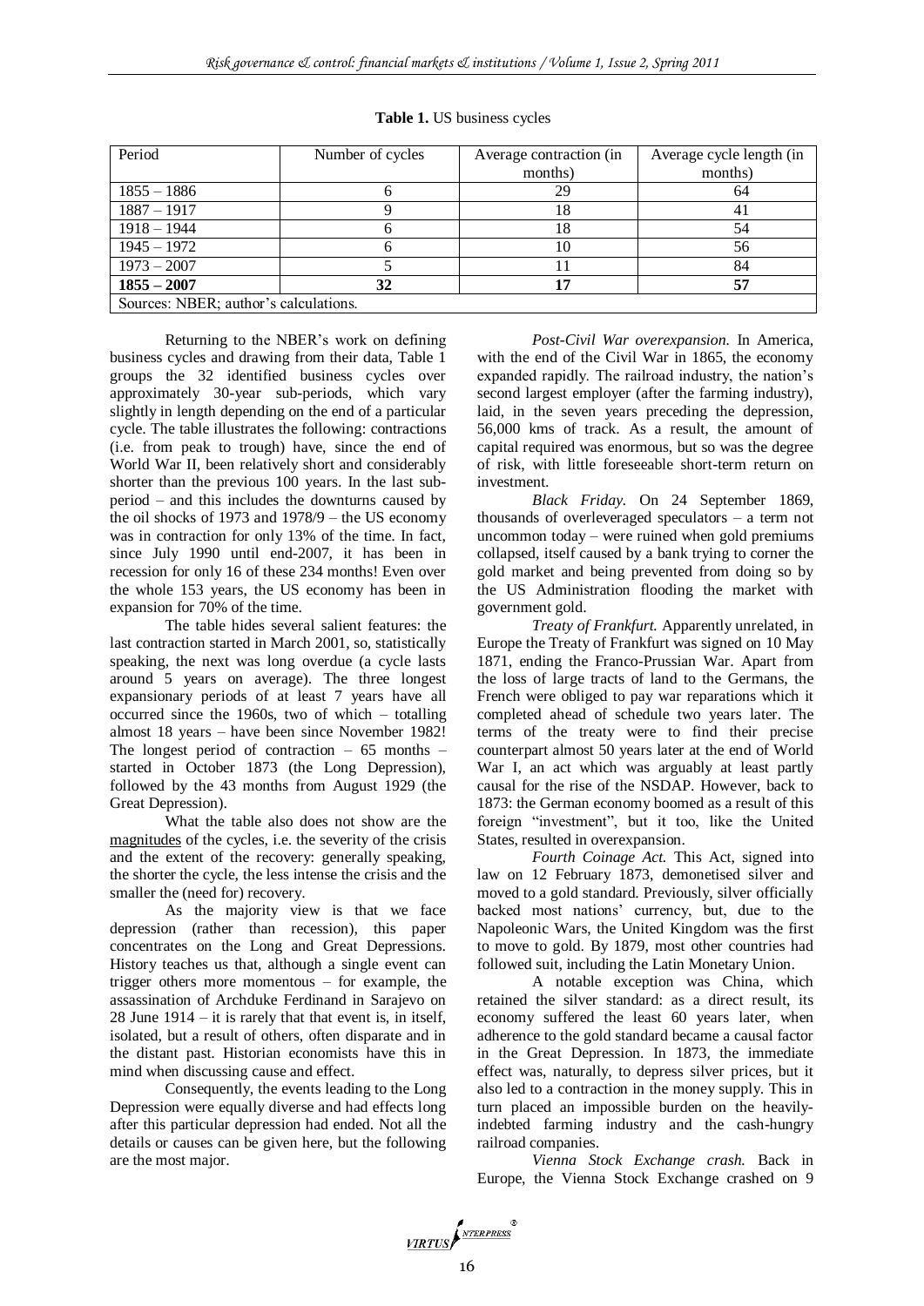**Table 1.** US business cycles

| Period | Number of cycles | Average contraction (in months) | Average cycle length (in months) |
|---|---|---|---|
| 1855 – 1886 | 6 | 29 | 64 |
| 1887 – 1917 | 9 | 18 | 41 |
| 1918 – 1944 | 6 | 18 | 54 |
| 1945 – 1972 | 6 | 10 | 56 |
| 1973 – 2007 | 5 | 11 | 84 |
| **1855 – 2007** | **32** | **17** | **57** |
| Sources: NBER; author's calculations. | | | |

Returning to the NBER's work on defining business cycles and drawing from their data, Table 1 groups the 32 identified business cycles over approximately 30-year sub-periods, which vary slightly in length depending on the end of a particular cycle. The table illustrates the following: contractions (i.e. from peak to trough) have, since the end of World War II, been relatively short and considerably shorter than the previous 100 years. In the last sub-period – and this includes the downturns caused by the oil shocks of 1973 and 1978/9 – the US economy was in contraction for only 13% of the time. In fact, since July 1990 until end-2007, it has been in recession for only 16 of these 234 months! Even over the whole 153 years, the US economy has been in expansion for 70% of the time.

The table hides several salient features: the last contraction started in March 2001, so, statistically speaking, the next was long overdue (a cycle lasts around 5 years on average). The three longest expansionary periods of at least 7 years have all occurred since the 1960s, two of which – totalling almost 18 years – have been since November 1982! The longest period of contraction – 65 months – started in October 1873 (the Long Depression), followed by the 43 months from August 1929 (the Great Depression).

What the table also does not show are the magnitudes of the cycles, i.e. the severity of the crisis and the extent of the recovery: generally speaking, the shorter the cycle, the less intense the crisis and the smaller the (need for) recovery.

As the majority view is that we face depression (rather than recession), this paper concentrates on the Long and Great Depressions. History teaches us that, although a single event can trigger others more momentous – for example, the assassination of Archduke Ferdinand in Sarajevo on 28 June 1914 – it is rarely that that event is, in itself, isolated, but a result of others, often disparate and in the distant past. Historian economists have this in mind when discussing cause and effect.

Consequently, the events leading to the Long Depression were equally diverse and had effects long after this particular depression had ended. Not all the details or causes can be given here, but the following are the most major.

*Post-Civil War overexpansion.* In America, with the end of the Civil War in 1865, the economy expanded rapidly. The railroad industry, the nation's second largest employer (after the farming industry), laid, in the seven years preceding the depression, 56,000 kms of track. As a result, the amount of capital required was enormous, but so was the degree of risk, with little foreseeable short-term return on investment.

*Black Friday.* On 24 September 1869, thousands of overleveraged speculators – a term not uncommon today – were ruined when gold premiums collapsed, itself caused by a bank trying to corner the gold market and being prevented from doing so by the US Administration flooding the market with government gold.

*Treaty of Frankfurt.* Apparently unrelated, in Europe the Treaty of Frankfurt was signed on 10 May 1871, ending the Franco-Prussian War. Apart from the loss of large tracts of land to the Germans, the French were obliged to pay war reparations which it completed ahead of schedule two years later. The terms of the treaty were to find their precise counterpart almost 50 years later at the end of World War I, an act which was arguably at least partly causal for the rise of the NSDAP. However, back to 1873: the German economy boomed as a result of this foreign "investment", but it too, like the United States, resulted in overexpansion.

*Fourth Coinage Act.* This Act, signed into law on 12 February 1873, demonetised silver and moved to a gold standard. Previously, silver officially backed most nations' currency, but, due to the Napoleonic Wars, the United Kingdom was the first to move to gold. By 1879, most other countries had followed suit, including the Latin Monetary Union.

A notable exception was China, which retained the silver standard: as a direct result, its economy suffered the least 60 years later, when adherence to the gold standard became a causal factor in the Great Depression. In 1873, the immediate effect was, naturally, to depress silver prices, but it also led to a contraction in the money supply. This in turn placed an impossible burden on the heavily-indebted farming industry and the cash-hungry railroad companies.

*Vienna Stock Exchange crash.* Back in Europe, the Vienna Stock Exchange crashed on 9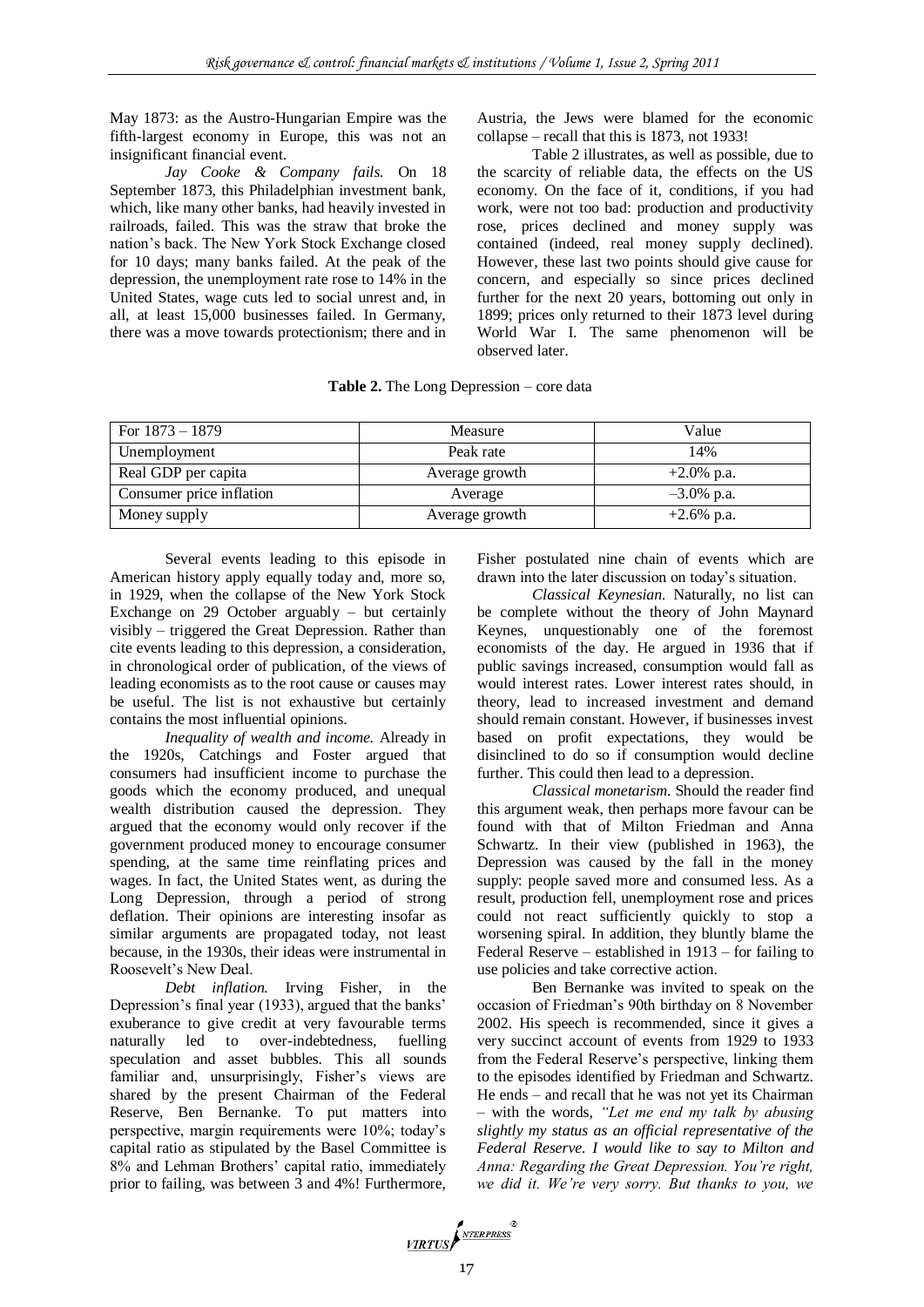May 1873: as the Austro-Hungarian Empire was the fifth-largest economy in Europe, this was not an insignificant financial event.

*Jay Cooke & Company fails.* On 18 September 1873, this Philadelphian investment bank, which, like many other banks, had heavily invested in railroads, failed. This was the straw that broke the nation's back. The New York Stock Exchange closed for 10 days; many banks failed. At the peak of the depression, the unemployment rate rose to 14% in the United States, wage cuts led to social unrest and, in all, at least 15,000 businesses failed. In Germany, there was a move towards protectionism; there and in Austria, the Jews were blamed for the economic collapse – recall that this is 1873, not 1933!

Table 2 illustrates, as well as possible, due to the scarcity of reliable data, the effects on the US economy. On the face of it, conditions, if you had work, were not too bad: production and productivity rose, prices declined and money supply was contained (indeed, real money supply declined). However, these last two points should give cause for concern, and especially so since prices declined further for the next 20 years, bottoming out only in 1899; prices only returned to their 1873 level during World War I. The same phenomenon will be observed later.

**Table 2.** The Long Depression – core data

| For 1873 – 1879 | Measure | Value |
|---|---|---|
| Unemployment | Peak rate | 14% |
| Real GDP per capita | Average growth | +2.0% p.a. |
| Consumer price inflation | Average | –3.0% p.a. |
| Money supply | Average growth | +2.6% p.a. |

Several events leading to this episode in American history apply equally today and, more so, in 1929, when the collapse of the New York Stock Exchange on 29 October arguably – but certainly visibly – triggered the Great Depression. Rather than cite events leading to this depression, a consideration, in chronological order of publication, of the views of leading economists as to the root cause or causes may be useful. The list is not exhaustive but certainly contains the most influential opinions.

*Inequality of wealth and income.* Already in the 1920s, Catchings and Foster argued that consumers had insufficient income to purchase the goods which the economy produced, and unequal wealth distribution caused the depression. They argued that the economy would only recover if the government produced money to encourage consumer spending, at the same time reinflating prices and wages. In fact, the United States went, as during the Long Depression, through a period of strong deflation. Their opinions are interesting insofar as similar arguments are propagated today, not least because, in the 1930s, their ideas were instrumental in Roosevelt's New Deal.

*Debt inflation.* Irving Fisher, in the Depression's final year (1933), argued that the banks' exuberance to give credit at very favourable terms naturally led to over-indebtedness, fuelling speculation and asset bubbles. This all sounds familiar and, unsurprisingly, Fisher's views are shared by the present Chairman of the Federal Reserve, Ben Bernanke. To put matters into perspective, margin requirements were 10%; today's capital ratio as stipulated by the Basel Committee is 8% and Lehman Brothers' capital ratio, immediately prior to failing, was between 3 and 4%! Furthermore, Fisher postulated nine chain of events which are drawn into the later discussion on today's situation.

*Classical Keynesian.* Naturally, no list can be complete without the theory of John Maynard Keynes, unquestionably one of the foremost economists of the day. He argued in 1936 that if public savings increased, consumption would fall as would interest rates. Lower interest rates should, in theory, lead to increased investment and demand should remain constant. However, if businesses invest based on profit expectations, they would be disinclined to do so if consumption would decline further. This could then lead to a depression.

*Classical monetarism.* Should the reader find this argument weak, then perhaps more favour can be found with that of Milton Friedman and Anna Schwartz. In their view (published in 1963), the Depression was caused by the fall in the money supply: people saved more and consumed less. As a result, production fell, unemployment rose and prices could not react sufficiently quickly to stop a worsening spiral. In addition, they bluntly blame the Federal Reserve – established in 1913 – for failing to use policies and take corrective action.

Ben Bernanke was invited to speak on the occasion of Friedman's 90th birthday on 8 November 2002. His speech is recommended, since it gives a very succinct account of events from 1929 to 1933 from the Federal Reserve's perspective, linking them to the episodes identified by Friedman and Schwartz. He ends – and recall that he was not yet its Chairman – with the words, *"Let me end my talk by abusing slightly my status as an official representative of the Federal Reserve. I would like to say to Milton and Anna: Regarding the Great Depression. You're right, we did it. We're very sorry. But thanks to you, we*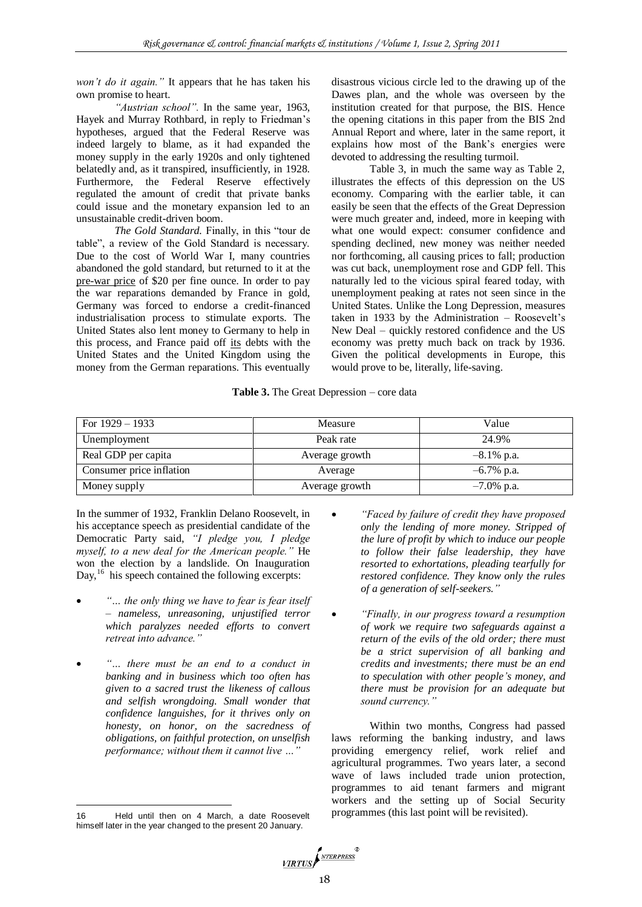*won't do it again."* It appears that he has taken his own promise to heart.

*"Austrian school".* In the same year, 1963, Hayek and Murray Rothbard, in reply to Friedman's hypotheses, argued that the Federal Reserve was indeed largely to blame, as it had expanded the money supply in the early 1920s and only tightened belatedly and, as it transpired, insufficiently, in 1928. Furthermore, the Federal Reserve effectively regulated the amount of credit that private banks could issue and the monetary expansion led to an unsustainable credit-driven boom.

*The Gold Standard.* Finally, in this "tour de table", a review of the Gold Standard is necessary. Due to the cost of World War I, many countries abandoned the gold standard, but returned to it at the pre-war price of $20 per fine ounce. In order to pay the war reparations demanded by France in gold, Germany was forced to endorse a credit-financed industrialisation process to stimulate exports. The United States also lent money to Germany to help in this process, and France paid off its debts with the United States and the United Kingdom using the money from the German reparations. This eventually disastrous vicious circle led to the drawing up of the Dawes plan, and the whole was overseen by the institution created for that purpose, the BIS. Hence the opening citations in this paper from the BIS 2nd Annual Report and where, later in the same report, it explains how most of the Bank's energies were devoted to addressing the resulting turmoil.

Table 3, in much the same way as Table 2, illustrates the effects of this depression on the US economy. Comparing with the earlier table, it can easily be seen that the effects of the Great Depression were much greater and, indeed, more in keeping with what one would expect: consumer confidence and spending declined, new money was neither needed nor forthcoming, all causing prices to fall; production was cut back, unemployment rose and GDP fell. This naturally led to the vicious spiral feared today, with unemployment peaking at rates not seen since in the United States. Unlike the Long Depression, measures taken in 1933 by the Administration – Roosevelt's New Deal – quickly restored confidence and the US economy was pretty much back on track by 1936. Given the political developments in Europe, this would prove to be, literally, life-saving.

**Table 3.** The Great Depression – core data

| For 1929 – 1933 | Measure | Value |
|---|---|---|
| Unemployment | Peak rate | 24.9% |
| Real GDP per capita | Average growth | –8.1% p.a. |
| Consumer price inflation | Average | –6.7% p.a. |
| Money supply | Average growth | –7.0% p.a. |

In the summer of 1932, Franklin Delano Roosevelt, in his acceptance speech as presidential candidate of the Democratic Party said, *"I pledge you, I pledge myself, to a new deal for the American people."* He won the election by a landslide. On Inauguration Day,[16] his speech contained the following excerpts:

- *"… the only thing we have to fear is fear itself – nameless, unreasoning, unjustified terror which paralyzes needed efforts to convert retreat into advance."*
- *"… there must be an end to a conduct in banking and in business which too often has given to a sacred trust the likeness of callous and selfish wrongdoing. Small wonder that confidence languishes, for it thrives only on honesty, on honor, on the sacredness of obligations, on faithful protection, on unselfish performance; without them it cannot live …"*
- *"Faced by failure of credit they have proposed only the lending of more money. Stripped of the lure of profit by which to induce our people to follow their false leadership, they have resorted to exhortations, pleading tearfully for restored confidence. They know only the rules of a generation of self-seekers."*
- *"Finally, in our progress toward a resumption of work we require two safeguards against a return of the evils of the old order; there must be a strict supervision of all banking and credits and investments; there must be an end to speculation with other people's money, and there must be provision for an adequate but sound currency."*

Within two months, Congress had passed laws reforming the banking industry, and laws providing emergency relief, work relief and agricultural programmes. Two years later, a second wave of laws included trade union protection, programmes to aid tenant farmers and migrant workers and the setting up of Social Security programmes (this last point will be revisited).

---

16 Held until then on 4 March, a date Roosevelt himself later in the year changed to the present 20 January.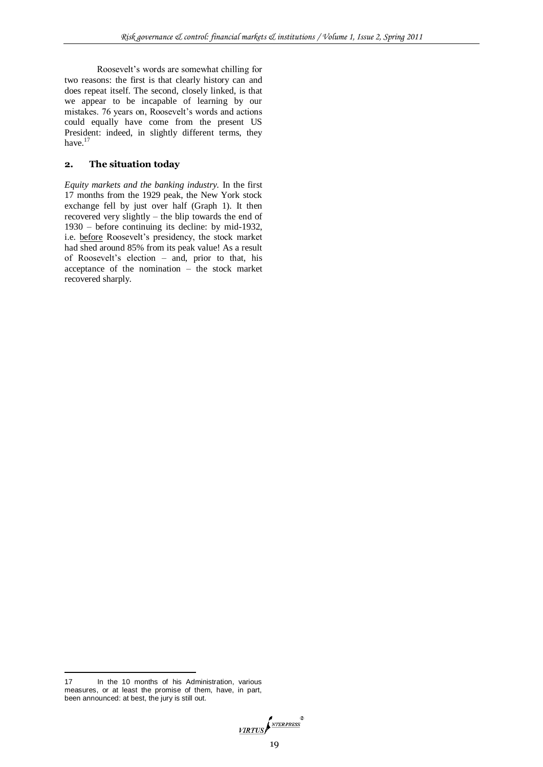Roosevelt's words are somewhat chilling for two reasons: the first is that clearly history can and does repeat itself. The second, closely linked, is that we appear to be incapable of learning by our mistakes. 76 years on, Roosevelt's words and actions could equally have come from the present US President: indeed, in slightly different terms, they have.[17]

## 2. The situation today

*Equity markets and the banking industry.* In the first 17 months from the 1929 peak, the New York stock exchange fell by just over half (Graph 1). It then recovered very slightly – the blip towards the end of 1930 – before continuing its decline: by mid-1932, i.e. before Roosevelt's presidency, the stock market had shed around 85% from its peak value! As a result of Roosevelt's election – and, prior to that, his acceptance of the nomination – the stock market recovered sharply.

---

17 In the 10 months of his Administration, various measures, or at least the promise of them, have, in part, been announced: at best, the jury is still out.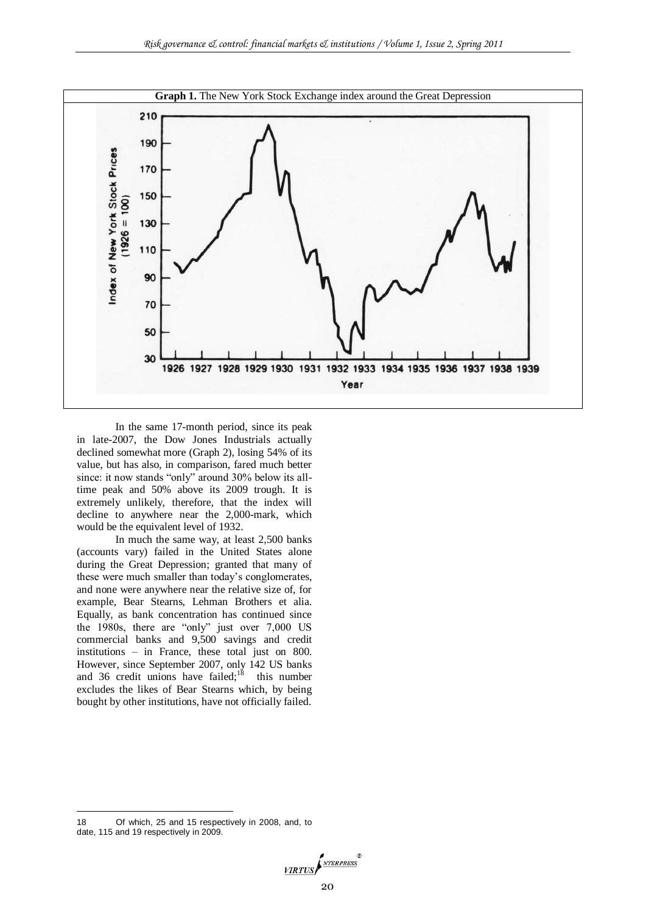**Graph 1.** The New York Stock Exchange index around the Great Depression

In the same 17-month period, since its peak in late-2007, the Dow Jones Industrials actually declined somewhat more (Graph 2), losing 54% of its value, but has also, in comparison, fared much better since: it now stands "only" around 30% below its all-time peak and 50% above its 2009 trough. It is extremely unlikely, therefore, that the index will decline to anywhere near the 2,000-mark, which would be the equivalent level of 1932.

In much the same way, at least 2,500 banks (accounts vary) failed in the United States alone during the Great Depression; granted that many of these were much smaller than today's conglomerates, and none were anywhere near the relative size of, for example, Bear Stearns, Lehman Brothers et alia. Equally, as bank concentration has continued since the 1980s, there are "only" just over 7,000 US commercial banks and 9,500 savings and credit institutions – in France, these total just on 800. However, since September 2007, only 142 US banks and 36 credit unions have failed;[18] this number excludes the likes of Bear Stearns which, by being bought by other institutions, have not officially failed.

---

18 Of which, 25 and 15 respectively in 2008, and, to date, 115 and 19 respectively in 2009.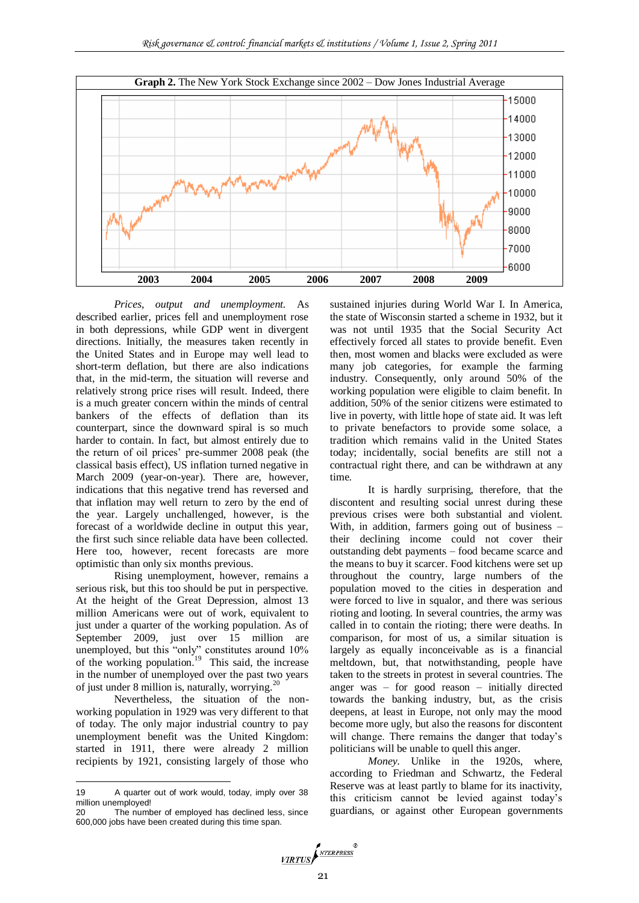**Graph 2.** The New York Stock Exchange since 2002 – Dow Jones Industrial Average

*Prices, output and unemployment.* As described earlier, prices fell and unemployment rose in both depressions, while GDP went in divergent directions. Initially, the measures taken recently in the United States and in Europe may well lead to short-term deflation, but there are also indications that, in the mid-term, the situation will reverse and relatively strong price rises will result. Indeed, there is a much greater concern within the minds of central bankers of the effects of deflation than its counterpart, since the downward spiral is so much harder to contain. In fact, but almost entirely due to the return of oil prices' pre-summer 2008 peak (the classical basis effect), US inflation turned negative in March 2009 (year-on-year). There are, however, indications that this negative trend has reversed and that inflation may well return to zero by the end of the year. Largely unchallenged, however, is the forecast of a worldwide decline in output this year, the first such since reliable data have been collected. Here too, however, recent forecasts are more optimistic than only six months previous.

Rising unemployment, however, remains a serious risk, but this too should be put in perspective. At the height of the Great Depression, almost 13 million Americans were out of work, equivalent to just under a quarter of the working population. As of September 2009, just over 15 million are unemployed, but this "only" constitutes around 10% of the working population.[19] This said, the increase in the number of unemployed over the past two years of just under 8 million is, naturally, worrying.[20]

Nevertheless, the situation of the non-working population in 1929 was very different to that of today. The only major industrial country to pay unemployment benefit was the United Kingdom: started in 1911, there were already 2 million recipients by 1921, consisting largely of those who sustained injuries during World War I. In America, the state of Wisconsin started a scheme in 1932, but it was not until 1935 that the Social Security Act effectively forced all states to provide benefit. Even then, most women and blacks were excluded as were many job categories, for example the farming industry. Consequently, only around 50% of the working population were eligible to claim benefit. In addition, 50% of the senior citizens were estimated to live in poverty, with little hope of state aid. It was left to private benefactors to provide some solace, a tradition which remains valid in the United States today; incidentally, social benefits are still not a contractual right there, and can be withdrawn at any time.

It is hardly surprising, therefore, that the discontent and resulting social unrest during these previous crises were both substantial and violent. With, in addition, farmers going out of business – their declining income could not cover their outstanding debt payments – food became scarce and the means to buy it scarcer. Food kitchens were set up throughout the country, large numbers of the population moved to the cities in desperation and were forced to live in squalor, and there was serious rioting and looting. In several countries, the army was called in to contain the rioting; there were deaths. In comparison, for most of us, a similar situation is largely as equally inconceivable as is a financial meltdown, but, that notwithstanding, people have taken to the streets in protest in several countries. The anger was – for good reason – initially directed towards the banking industry, but, as the crisis deepens, at least in Europe, not only may the mood become more ugly, but also the reasons for discontent will change. There remains the danger that today's politicians will be unable to quell this anger.

*Money.* Unlike in the 1920s, where, according to Friedman and Schwartz, the Federal Reserve was at least partly to blame for its inactivity, this criticism cannot be levied against today's guardians, or against other European governments

---

19 A quarter out of work would, today, imply over 38 million unemployed!

20 The number of employed has declined less, since 600,000 jobs have been created during this time span.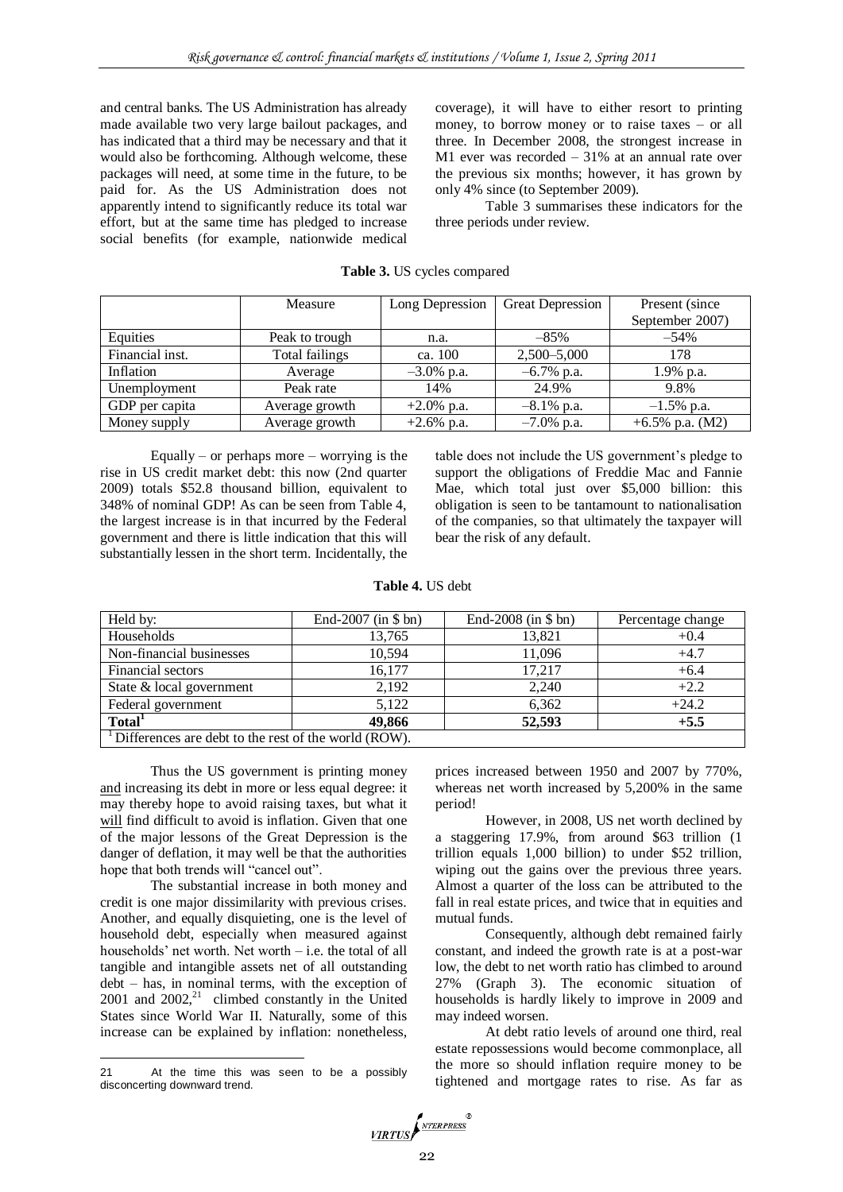and central banks. The US Administration has already made available two very large bailout packages, and has indicated that a third may be necessary and that it would also be forthcoming. Although welcome, these packages will need, at some time in the future, to be paid for. As the US Administration does not apparently intend to significantly reduce its total war effort, but at the same time has pledged to increase social benefits (for example, nationwide medical coverage), it will have to either resort to printing money, to borrow money or to raise taxes – or all three. In December 2008, the strongest increase in M1 ever was recorded – 31% at an annual rate over the previous six months; however, it has grown by only 4% since (to September 2009).

Table 3 summarises these indicators for the three periods under review.

**Table 3.** US cycles compared

| | Measure | Long Depression | Great Depression | Present (since September 2007) |
|---|---|---|---|---|
| Equities | Peak to trough | n.a. | –85% | –54% |
| Financial inst. | Total failings | ca. 100 | 2,500–5,000 | 178 |
| Inflation | Average | –3.0% p.a. | –6.7% p.a. | 1.9% p.a. |
| Unemployment | Peak rate | 14% | 24.9% | 9.8% |
| GDP per capita | Average growth | +2.0% p.a. | –8.1% p.a. | –1.5% p.a. |
| Money supply | Average growth | +2.6% p.a. | –7.0% p.a. | +6.5% p.a. (M2) |

Equally – or perhaps more – worrying is the rise in US credit market debt: this now (2nd quarter 2009) totals $52.8 thousand billion, equivalent to 348% of nominal GDP! As can be seen from Table 4, the largest increase is in that incurred by the Federal government and there is little indication that this will substantially lessen in the short term. Incidentally, the table does not include the US government's pledge to support the obligations of Freddie Mac and Fannie Mae, which total just over $5,000 billion: this obligation is seen to be tantamount to nationalisation of the companies, so that ultimately the taxpayer will bear the risk of any default.

**Table 4.** US debt

| Held by: | End-2007 (in $ bn) | End-2008 (in $ bn) | Percentage change |
|---|---|---|---|
| Households | 13,765 | 13,821 | +0.4 |
| Non-financial businesses | 10,594 | 11,096 | +4.7 |
| Financial sectors | 16,177 | 17,217 | +6.4 |
| State & local government | 2,192 | 2,240 | +2.2 |
| Federal government | 5,122 | 6,362 | +24.2 |
| **Total**[1] | **49,866** | **52,593** | **+5.5** |

[1] Differences are debt to the rest of the world (ROW).

Thus the US government is printing money and increasing its debt in more or less equal degree: it may thereby hope to avoid raising taxes, but what it will find difficult to avoid is inflation. Given that one of the major lessons of the Great Depression is the danger of deflation, it may well be that the authorities hope that both trends will "cancel out".

The substantial increase in both money and credit is one major dissimilarity with previous crises. Another, and equally disquieting, one is the level of household debt, especially when measured against households' net worth. Net worth – i.e. the total of all tangible and intangible assets net of all outstanding debt – has, in nominal terms, with the exception of 2001 and 2002,[21] climbed constantly in the United States since World War II. Naturally, some of this increase can be explained by inflation: nonetheless, prices increased between 1950 and 2007 by 770%, whereas net worth increased by 5,200% in the same period!

However, in 2008, US net worth declined by a staggering 17.9%, from around $63 trillion (1 trillion equals 1,000 billion) to under $52 trillion, wiping out the gains over the previous three years. Almost a quarter of the loss can be attributed to the fall in real estate prices, and twice that in equities and mutual funds.

Consequently, although debt remained fairly constant, and indeed the growth rate is at a post-war low, the debt to net worth ratio has climbed to around 27% (Graph 3). The economic situation of households is hardly likely to improve in 2009 and may indeed worsen.

At debt ratio levels of around one third, real estate repossessions would become commonplace, all the more so should inflation require money to be tightened and mortgage rates to rise. As far as

[21] At the time this was seen to be a possibly disconcerting downward trend.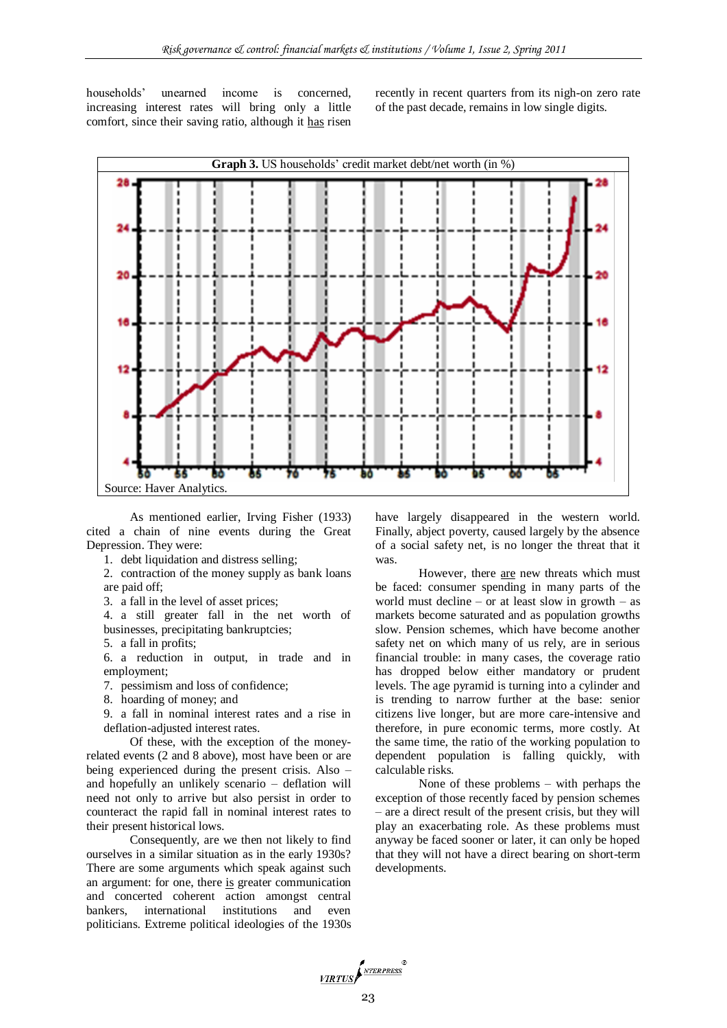households' unearned income is concerned, increasing interest rates will bring only a little comfort, since their saving ratio, although it has risen recently in recent quarters from its nigh-on zero rate of the past decade, remains in low single digits.

**Graph 3.** US households' credit market debt/net worth (in %)

Source: Haver Analytics.

As mentioned earlier, Irving Fisher (1933) cited a chain of nine events during the Great Depression. They were:

1. debt liquidation and distress selling;
2. contraction of the money supply as bank loans are paid off;
3. a fall in the level of asset prices;
4. a still greater fall in the net worth of businesses, precipitating bankruptcies;
5. a fall in profits;
6. a reduction in output, in trade and in employment;
7. pessimism and loss of confidence;
8. hoarding of money; and
9. a fall in nominal interest rates and a rise in deflation-adjusted interest rates.

Of these, with the exception of the money-related events (2 and 8 above), most have been or are being experienced during the present crisis. Also – and hopefully an unlikely scenario – deflation will need not only to arrive but also persist in order to counteract the rapid fall in nominal interest rates to their present historical lows.

Consequently, are we then not likely to find ourselves in a similar situation as in the early 1930s? There are some arguments which speak against such an argument: for one, there is greater communication and concerted coherent action amongst central bankers, international institutions and even politicians. Extreme political ideologies of the 1930s have largely disappeared in the western world. Finally, abject poverty, caused largely by the absence of a social safety net, is no longer the threat that it was.

However, there are new threats which must be faced: consumer spending in many parts of the world must decline – or at least slow in growth – as markets become saturated and as population growths slow. Pension schemes, which have become another safety net on which many of us rely, are in serious financial trouble: in many cases, the coverage ratio has dropped below either mandatory or prudent levels. The age pyramid is turning into a cylinder and is trending to narrow further at the base: senior citizens live longer, but are more care-intensive and therefore, in pure economic terms, more costly. At the same time, the ratio of the working population to dependent population is falling quickly, with calculable risks.

None of these problems – with perhaps the exception of those recently faced by pension schemes – are a direct result of the present crisis, but they will play an exacerbating role. As these problems must anyway be faced sooner or later, it can only be hoped that they will not have a direct bearing on short-term developments.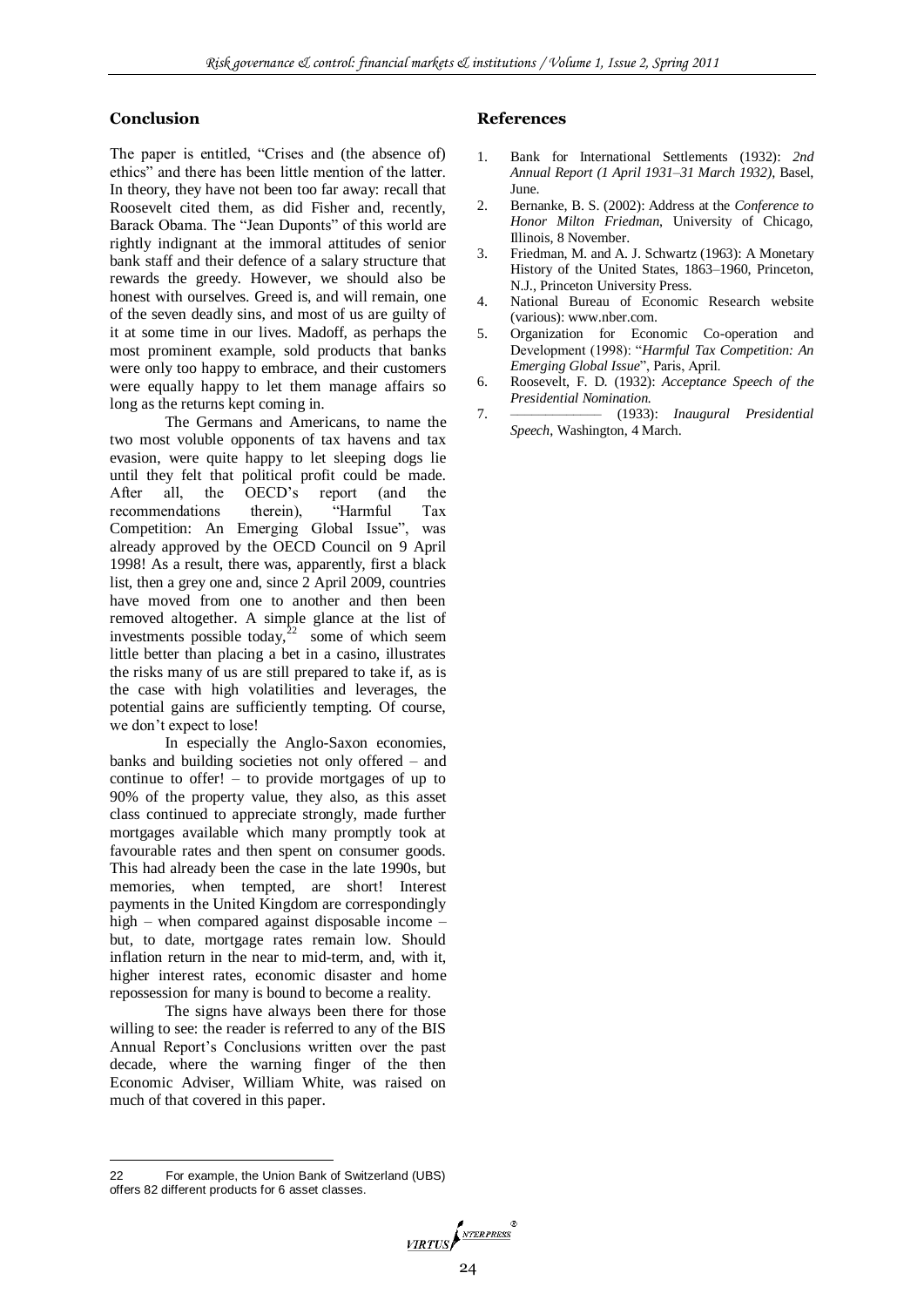## Conclusion

The paper is entitled, "Crises and (the absence of) ethics" and there has been little mention of the latter. In theory, they have not been too far away: recall that Roosevelt cited them, as did Fisher and, recently, Barack Obama. The "Jean Duponts" of this world are rightly indignant at the immoral attitudes of senior bank staff and their defence of a salary structure that rewards the greedy. However, we should also be honest with ourselves. Greed is, and will remain, one of the seven deadly sins, and most of us are guilty of it at some time in our lives. Madoff, as perhaps the most prominent example, sold products that banks were only too happy to embrace, and their customers were equally happy to let them manage affairs so long as the returns kept coming in.

The Germans and Americans, to name the two most voluble opponents of tax havens and tax evasion, were quite happy to let sleeping dogs lie until they felt that political profit could be made. After all, the OECD's report (and the recommendations therein), "Harmful Tax Competition: An Emerging Global Issue", was already approved by the OECD Council on 9 April 1998! As a result, there was, apparently, first a black list, then a grey one and, since 2 April 2009, countries have moved from one to another and then been removed altogether. A simple glance at the list of investments possible today,[22] some of which seem little better than placing a bet in a casino, illustrates the risks many of us are still prepared to take if, as is the case with high volatilities and leverages, the potential gains are sufficiently tempting. Of course, we don't expect to lose!

In especially the Anglo-Saxon economies, banks and building societies not only offered – and continue to offer! – to provide mortgages of up to 90% of the property value, they also, as this asset class continued to appreciate strongly, made further mortgages available which many promptly took at favourable rates and then spent on consumer goods. This had already been the case in the late 1990s, but memories, when tempted, are short! Interest payments in the United Kingdom are correspondingly high – when compared against disposable income – but, to date, mortgage rates remain low. Should inflation return in the near to mid-term, and, with it, higher interest rates, economic disaster and home repossession for many is bound to become a reality.

The signs have always been there for those willing to see: the reader is referred to any of the BIS Annual Report's Conclusions written over the past decade, where the warning finger of the then Economic Adviser, William White, was raised on much of that covered in this paper.

[22] For example, the Union Bank of Switzerland (UBS) offers 82 different products for 6 asset classes.

## References

1. Bank for International Settlements (1932): *2nd Annual Report (1 April 1931–31 March 1932)*, Basel, June.
2. Bernanke, B. S. (2002): Address at the *Conference to Honor Milton Friedman*, University of Chicago, Illinois, 8 November.
3. Friedman, M. and A. J. Schwartz (1963): A Monetary History of the United States, 1863–1960, Princeton, N.J., Princeton University Press.
4. National Bureau of Economic Research website (various): www.nber.com.
5. Organization for Economic Co-operation and Development (1998): "*Harmful Tax Competition: An Emerging Global Issue*", Paris, April.
6. Roosevelt, F. D. (1932): *Acceptance Speech of the Presidential Nomination.*
7. ——————— (1933): *Inaugural Presidential Speech*, Washington, 4 March.